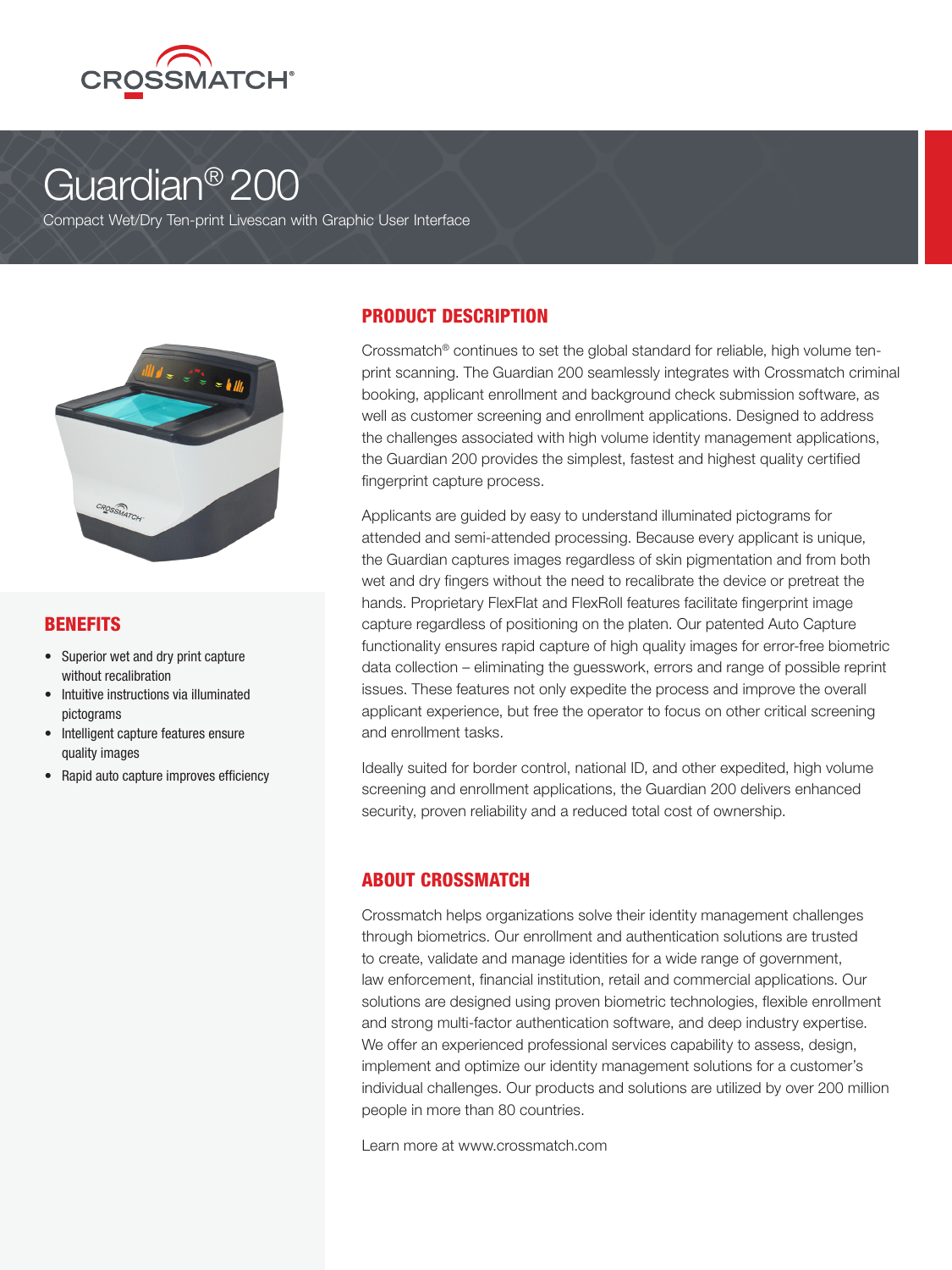CROSSMATCH®

# Guardian® 200

Compact Wet/Dry Ten-print Livescan with Graphic User Interface

## PRODUCT DESCRIPTION

Crossmatch® continues to set the global standard for reliable, high volume ten-print scanning. The Guardian 200 seamlessly integrates with Crossmatch criminal booking, applicant enrollment and background check submission software, as well as customer screening and enrollment applications. Designed to address the challenges associated with high volume identity management applications, the Guardian 200 provides the simplest, fastest and highest quality certified fingerprint capture process.

Applicants are guided by easy to understand illuminated pictograms for attended and semi-attended processing. Because every applicant is unique, the Guardian captures images regardless of skin pigmentation and from both wet and dry fingers without the need to recalibrate the device or pretreat the hands. Proprietary FlexFlat and FlexRoll features facilitate fingerprint image capture regardless of positioning on the platen. Our patented Auto Capture functionality ensures rapid capture of high quality images for error-free biometric data collection – eliminating the guesswork, errors and range of possible reprint issues. These features not only expedite the process and improve the overall applicant experience, but free the operator to focus on other critical screening and enrollment tasks.

Ideally suited for border control, national ID, and other expedited, high volume screening and enrollment applications, the Guardian 200 delivers enhanced security, proven reliability and a reduced total cost of ownership.

## BENEFITS

- Superior wet and dry print capture without recalibration
- Intuitive instructions via illuminated pictograms
- Intelligent capture features ensure quality images
- Rapid auto capture improves efficiency

## ABOUT CROSSMATCH

Crossmatch helps organizations solve their identity management challenges through biometrics. Our enrollment and authentication solutions are trusted to create, validate and manage identities for a wide range of government, law enforcement, financial institution, retail and commercial applications. Our solutions are designed using proven biometric technologies, flexible enrollment and strong multi-factor authentication software, and deep industry expertise. We offer an experienced professional services capability to assess, design, implement and optimize our identity management solutions for a customer's individual challenges. Our products and solutions are utilized by over 200 million people in more than 80 countries.

Learn more at www.crossmatch.com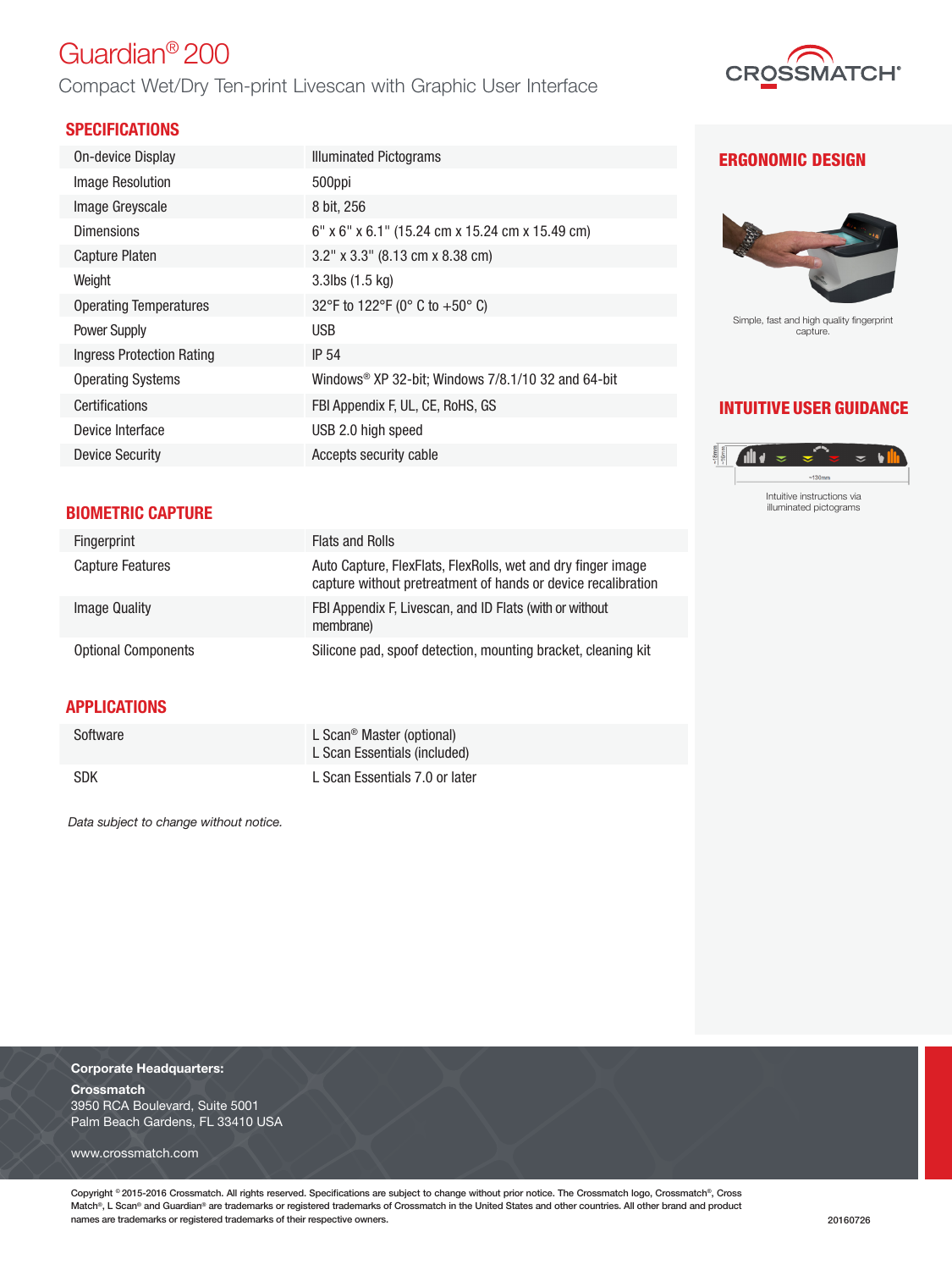# Guardian® 200

Compact Wet/Dry Ten-print Livescan with Graphic User Interface

CROSSMATCH®

## SPECIFICATIONS

| | |
|---|---|
| On-device Display | Illuminated Pictograms |
| Image Resolution | 500ppi |
| Image Greyscale | 8 bit, 256 |
| Dimensions | 6" x 6" x 6.1" (15.24 cm x 15.24 cm x 15.49 cm) |
| Capture Platen | 3.2" x 3.3" (8.13 cm x 8.38 cm) |
| Weight | 3.3lbs (1.5 kg) |
| Operating Temperatures | 32°F to 122°F (0° C to +50° C) |
| Power Supply | USB |
| Ingress Protection Rating | IP 54 |
| Operating Systems | Windows® XP 32-bit; Windows 7/8.1/10 32 and 64-bit |
| Certifications | FBI Appendix F, UL, CE, RoHS, GS |
| Device Interface | USB 2.0 high speed |
| Device Security | Accepts security cable |

## BIOMETRIC CAPTURE

| | |
|---|---|
| Fingerprint | Flats and Rolls |
| Capture Features | Auto Capture, FlexFlats, FlexRolls, wet and dry finger image capture without pretreatment of hands or device recalibration |
| Image Quality | FBI Appendix F, Livescan, and ID Flats (with or without membrane) |
| Optional Components | Silicone pad, spoof detection, mounting bracket, cleaning kit |

## APPLICATIONS

| | |
|---|---|
| Software | L Scan® Master (optional)<br>L Scan Essentials (included) |
| SDK | L Scan Essentials 7.0 or later |

*Data subject to change without notice.*

## ERGONOMIC DESIGN

Simple, fast and high quality fingerprint capture.

## INTUITIVE USER GUIDANCE

Intuitive instructions via illuminated pictograms

**Corporate Headquarters:**

**Crossmatch**
3950 RCA Boulevard, Suite 5001
Palm Beach Gardens, FL 33410 USA

www.crossmatch.com

Copyright © 2015-2016 Crossmatch. All rights reserved. Specifications are subject to change without prior notice. The Crossmatch logo, Crossmatch®, Cross Match®, L Scan® and Guardian® are trademarks or registered trademarks of Crossmatch in the United States and other countries. All other brand and product names are trademarks or registered trademarks of their respective owners.

20160726